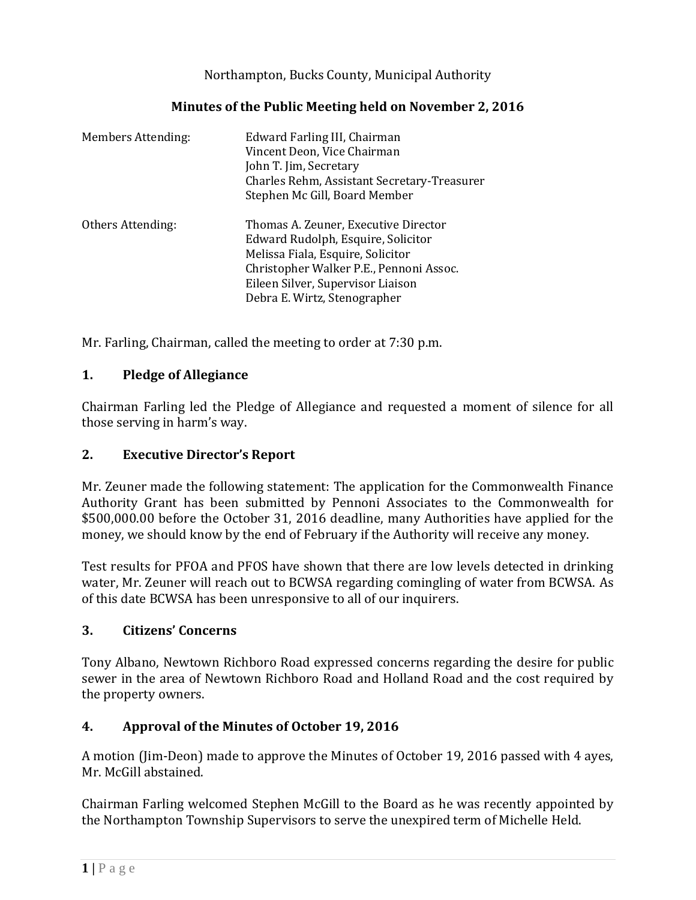Northampton, Bucks County, Municipal Authority

**Minutes of the Public Meeting held on November 2, 2016**

| | |
|---|---|
| Members Attending: | Edward Farling III, Chairman<br>Vincent Deon, Vice Chairman<br>John T. Jim, Secretary<br>Charles Rehm, Assistant Secretary-Treasurer<br>Stephen Mc Gill, Board Member |
| Others Attending: | Thomas A. Zeuner, Executive Director<br>Edward Rudolph, Esquire, Solicitor<br>Melissa Fiala, Esquire, Solicitor<br>Christopher Walker P.E., Pennoni Assoc.<br>Eileen Silver, Supervisor Liaison<br>Debra E. Wirtz, Stenographer |

Mr. Farling, Chairman, called the meeting to order at 7:30 p.m.

## 1. Pledge of Allegiance

Chairman Farling led the Pledge of Allegiance and requested a moment of silence for all those serving in harm's way.

## 2. Executive Director's Report

Mr. Zeuner made the following statement: The application for the Commonwealth Finance Authority Grant has been submitted by Pennoni Associates to the Commonwealth for $500,000.00 before the October 31, 2016 deadline, many Authorities have applied for the money, we should know by the end of February if the Authority will receive any money.

Test results for PFOA and PFOS have shown that there are low levels detected in drinking water, Mr. Zeuner will reach out to BCWSA regarding comingling of water from BCWSA. As of this date BCWSA has been unresponsive to all of our inquirers.

## 3. Citizens' Concerns

Tony Albano, Newtown Richboro Road expressed concerns regarding the desire for public sewer in the area of Newtown Richboro Road and Holland Road and the cost required by the property owners.

## 4. Approval of the Minutes of October 19, 2016

A motion (Jim-Deon) made to approve the Minutes of October 19, 2016 passed with 4 ayes, Mr. McGill abstained.

Chairman Farling welcomed Stephen McGill to the Board as he was recently appointed by the Northampton Township Supervisors to serve the unexpired term of Michelle Held.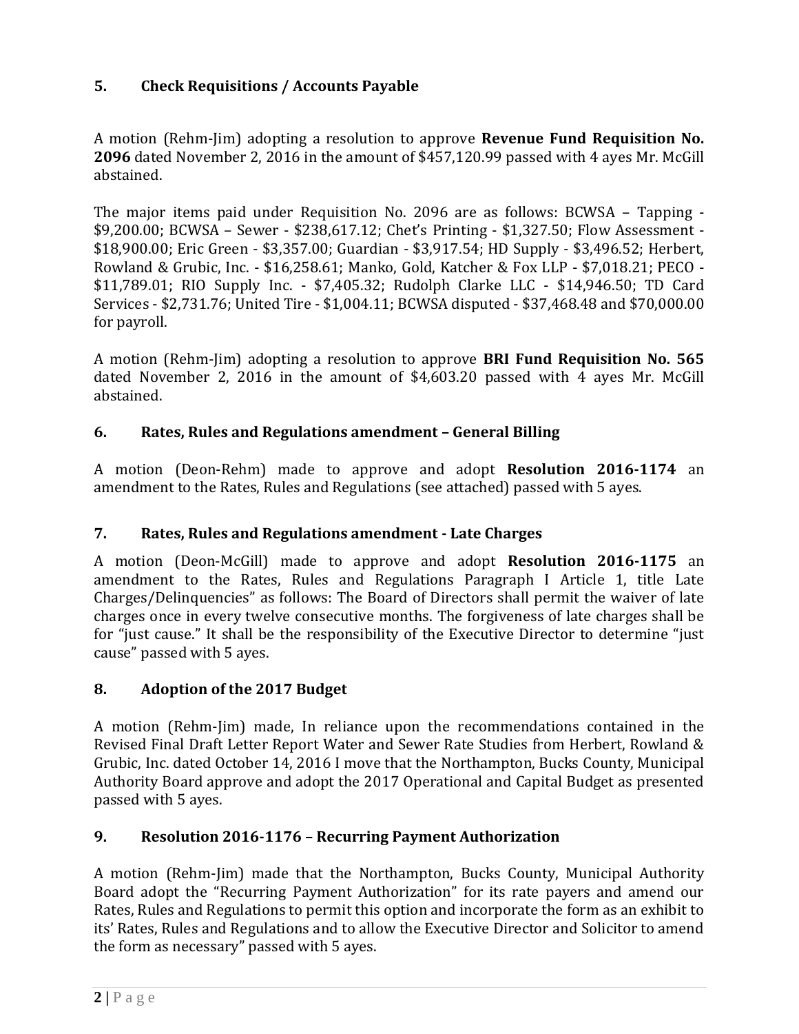## 5. Check Requisitions / Accounts Payable

A motion (Rehm-Jim) adopting a resolution to approve **Revenue Fund Requisition No. 2096** dated November 2, 2016 in the amount of $457,120.99 passed with 4 ayes Mr. McGill abstained.

The major items paid under Requisition No. 2096 are as follows: BCWSA – Tapping - $9,200.00; BCWSA – Sewer - $238,617.12; Chet's Printing - $1,327.50; Flow Assessment - $18,900.00; Eric Green - $3,357.00; Guardian - $3,917.54; HD Supply - $3,496.52; Herbert, Rowland & Grubic, Inc. - $16,258.61; Manko, Gold, Katcher & Fox LLP - $7,018.21; PECO - $11,789.01; RIO Supply Inc. - $7,405.32; Rudolph Clarke LLC - $14,946.50; TD Card Services - $2,731.76; United Tire - $1,004.11; BCWSA disputed - $37,468.48 and $70,000.00 for payroll.

A motion (Rehm-Jim) adopting a resolution to approve **BRI Fund Requisition No. 565** dated November 2, 2016 in the amount of $4,603.20 passed with 4 ayes Mr. McGill abstained.

## 6. Rates, Rules and Regulations amendment – General Billing

A motion (Deon-Rehm) made to approve and adopt **Resolution 2016-1174** an amendment to the Rates, Rules and Regulations (see attached) passed with 5 ayes.

## 7. Rates, Rules and Regulations amendment - Late Charges

A motion (Deon-McGill) made to approve and adopt **Resolution 2016-1175** an amendment to the Rates, Rules and Regulations Paragraph I Article 1, title Late Charges/Delinquencies" as follows: The Board of Directors shall permit the waiver of late charges once in every twelve consecutive months. The forgiveness of late charges shall be for "just cause." It shall be the responsibility of the Executive Director to determine "just cause" passed with 5 ayes.

## 8. Adoption of the 2017 Budget

A motion (Rehm-Jim) made, In reliance upon the recommendations contained in the Revised Final Draft Letter Report Water and Sewer Rate Studies from Herbert, Rowland & Grubic, Inc. dated October 14, 2016 I move that the Northampton, Bucks County, Municipal Authority Board approve and adopt the 2017 Operational and Capital Budget as presented passed with 5 ayes.

## 9. Resolution 2016-1176 – Recurring Payment Authorization

A motion (Rehm-Jim) made that the Northampton, Bucks County, Municipal Authority Board adopt the "Recurring Payment Authorization" for its rate payers and amend our Rates, Rules and Regulations to permit this option and incorporate the form as an exhibit to its' Rates, Rules and Regulations and to allow the Executive Director and Solicitor to amend the form as necessary" passed with 5 ayes.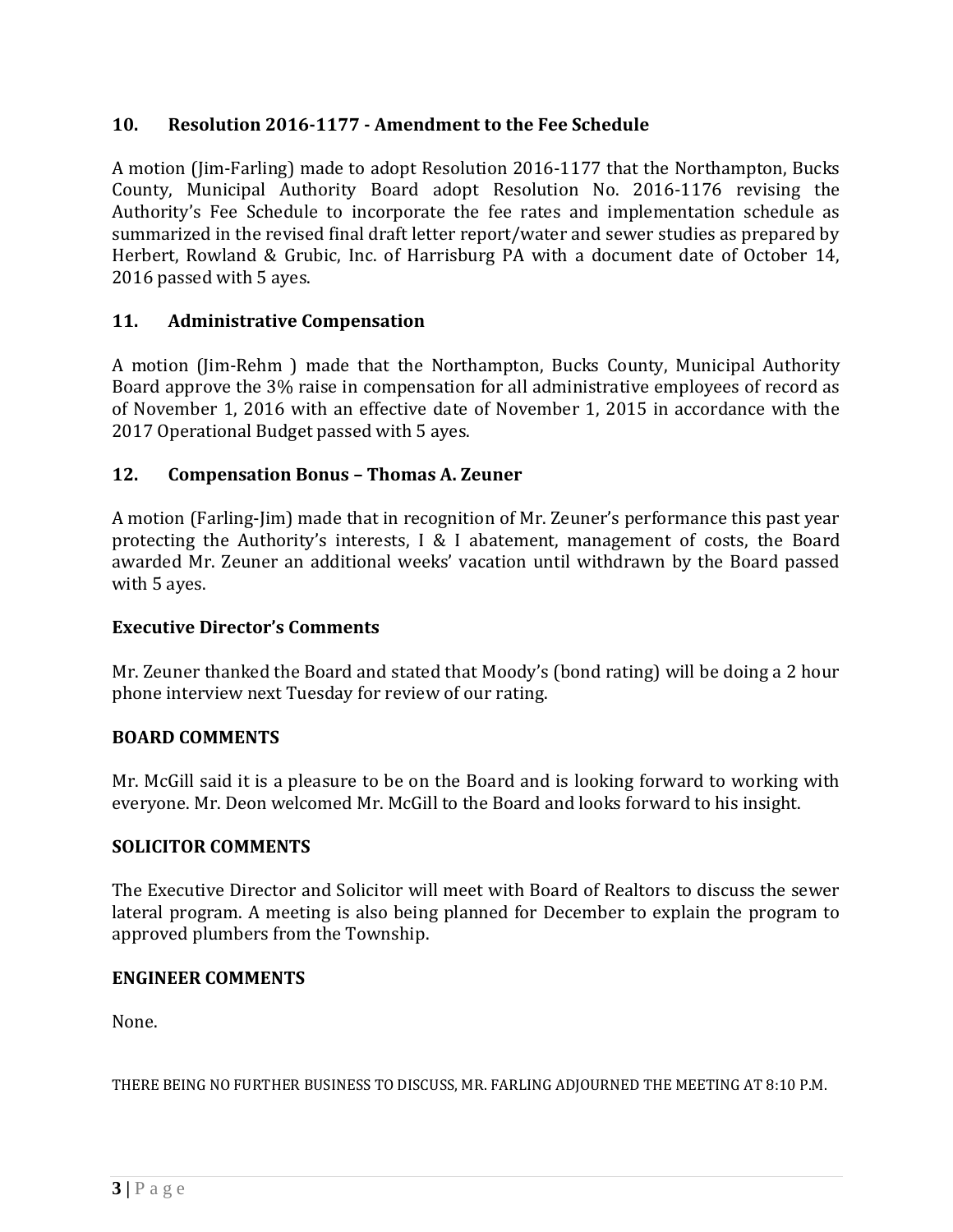## 10. Resolution 2016-1177 - Amendment to the Fee Schedule

A motion (Jim-Farling) made to adopt Resolution 2016-1177 that the Northampton, Bucks County, Municipal Authority Board adopt Resolution No. 2016-1176 revising the Authority's Fee Schedule to incorporate the fee rates and implementation schedule as summarized in the revised final draft letter report/water and sewer studies as prepared by Herbert, Rowland & Grubic, Inc. of Harrisburg PA with a document date of October 14, 2016 passed with 5 ayes.

## 11. Administrative Compensation

A motion (Jim-Rehm ) made that the Northampton, Bucks County, Municipal Authority Board approve the 3% raise in compensation for all administrative employees of record as of November 1, 2016 with an effective date of November 1, 2015 in accordance with the 2017 Operational Budget passed with 5 ayes.

## 12. Compensation Bonus – Thomas A. Zeuner

A motion (Farling-Jim) made that in recognition of Mr. Zeuner's performance this past year protecting the Authority's interests, I & I abatement, management of costs, the Board awarded Mr. Zeuner an additional weeks' vacation until withdrawn by the Board passed with 5 ayes.

## Executive Director's Comments

Mr. Zeuner thanked the Board and stated that Moody's (bond rating) will be doing a 2 hour phone interview next Tuesday for review of our rating.

## BOARD COMMENTS

Mr. McGill said it is a pleasure to be on the Board and is looking forward to working with everyone. Mr. Deon welcomed Mr. McGill to the Board and looks forward to his insight.

## SOLICITOR COMMENTS

The Executive Director and Solicitor will meet with Board of Realtors to discuss the sewer lateral program. A meeting is also being planned for December to explain the program to approved plumbers from the Township.

## ENGINEER COMMENTS

None.

THERE BEING NO FURTHER BUSINESS TO DISCUSS, MR. FARLING ADJOURNED THE MEETING AT 8:10 P.M.